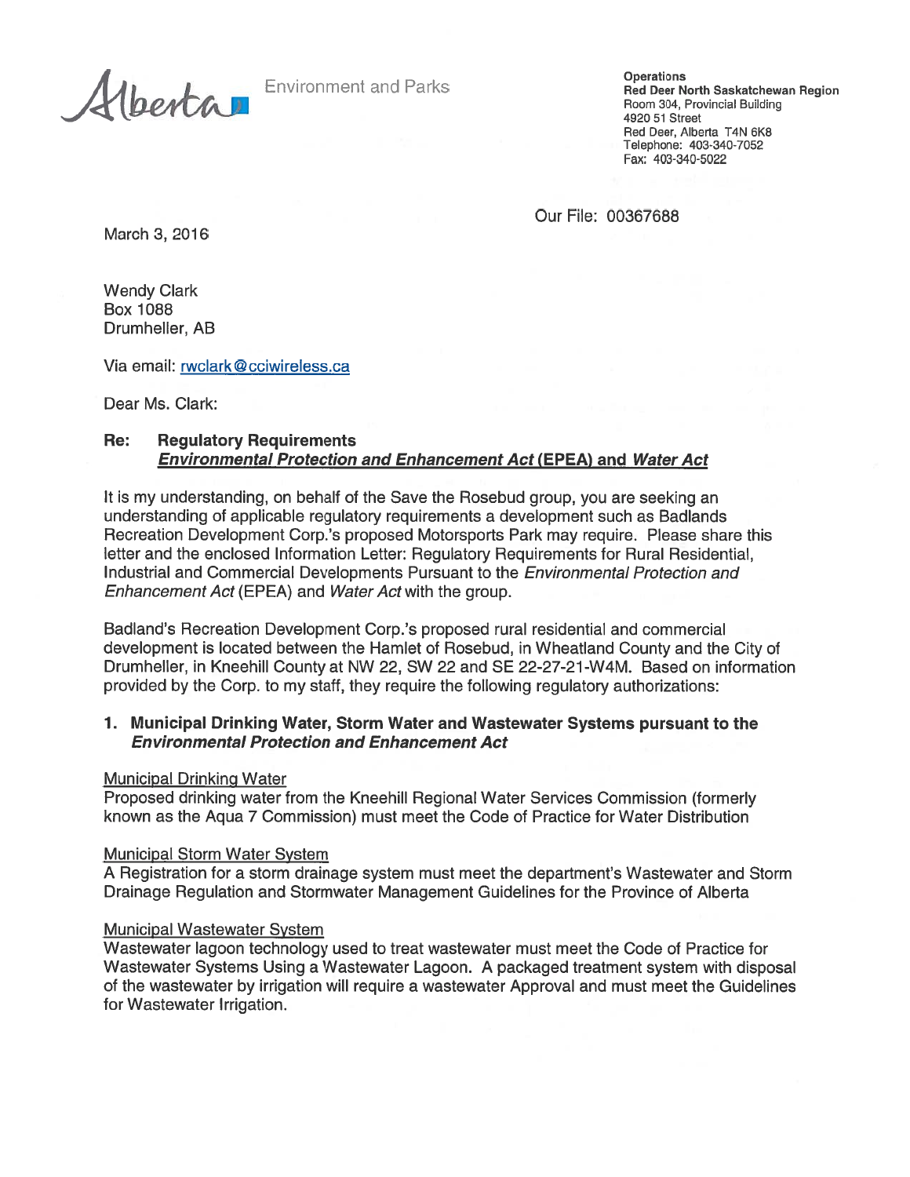Alberta Environment and Parks

**Operations**
**Red Deer North Saskatchewan Region**
Room 304, Provincial Building
4920 51 Street
Red Deer, Alberta T4N 6K8
Telephone: 403-340-7052
Fax: 403-340-5022

Our File: 00367688

March 3, 2016

Wendy Clark
Box 1088
Drumheller, AB

Via email: rwclark@cciwireless.ca

Dear Ms. Clark:

**Re: Regulatory Requirements**
***Environmental Protection and Enhancement Act* (EPEA) and *Water Act***

It is my understanding, on behalf of the Save the Rosebud group, you are seeking an understanding of applicable regulatory requirements a development such as Badlands Recreation Development Corp.'s proposed Motorsports Park may require. Please share this letter and the enclosed Information Letter: Regulatory Requirements for Rural Residential, Industrial and Commercial Developments Pursuant to the *Environmental Protection and Enhancement Act* (EPEA) and *Water Act* with the group.

Badland's Recreation Development Corp.'s proposed rural residential and commercial development is located between the Hamlet of Rosebud, in Wheatland County and the City of Drumheller, in Kneehill County at NW 22, SW 22 and SE 22-27-21-W4M. Based on information provided by the Corp. to my staff, they require the following regulatory authorizations:

**1. Municipal Drinking Water, Storm Water and Wastewater Systems pursuant to the *Environmental Protection and Enhancement Act***

Municipal Drinking Water
Proposed drinking water from the Kneehill Regional Water Services Commission (formerly known as the Aqua 7 Commission) must meet the Code of Practice for Water Distribution

Municipal Storm Water System
A Registration for a storm drainage system must meet the department's Wastewater and Storm Drainage Regulation and Stormwater Management Guidelines for the Province of Alberta

Municipal Wastewater System
Wastewater lagoon technology used to treat wastewater must meet the Code of Practice for Wastewater Systems Using a Wastewater Lagoon. A packaged treatment system with disposal of the wastewater by irrigation will require a wastewater Approval and must meet the Guidelines for Wastewater Irrigation.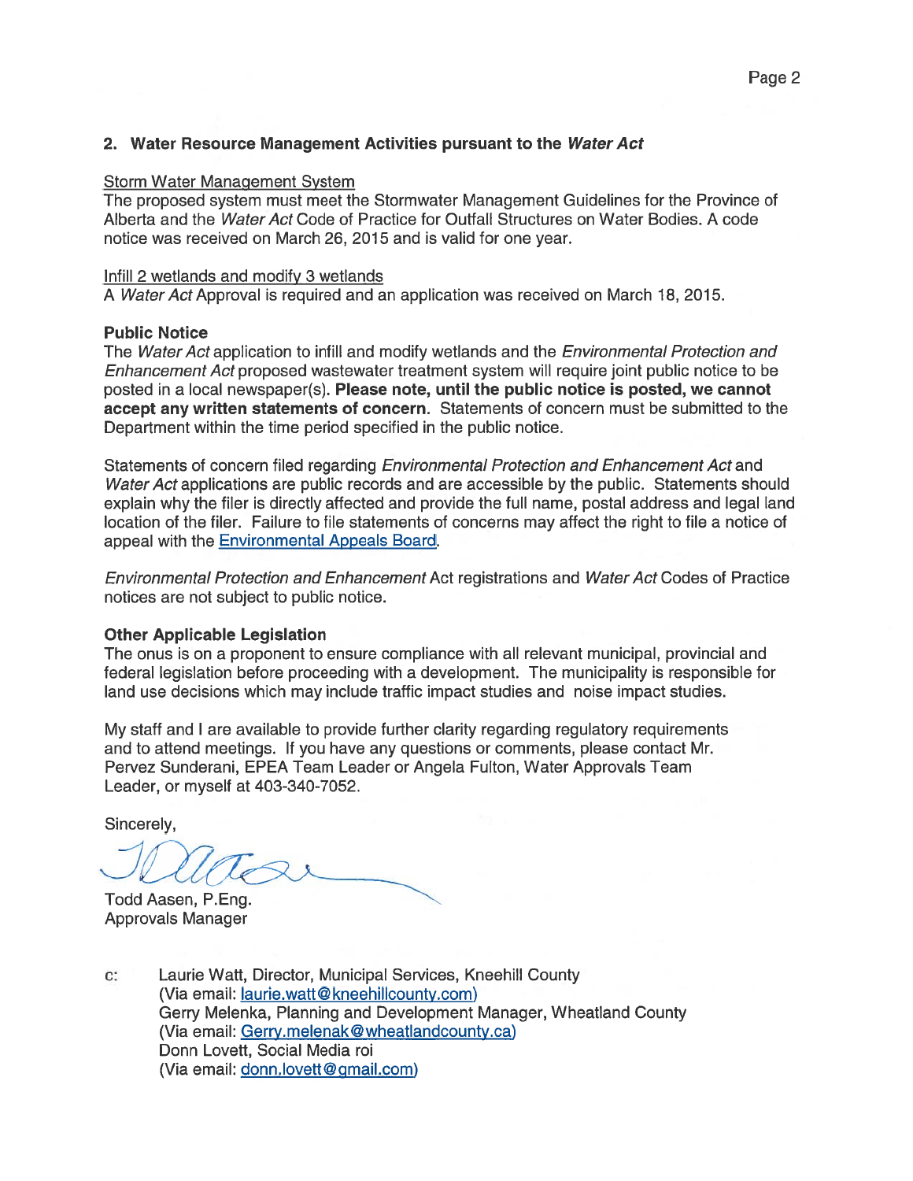## 2. Water Resource Management Activities pursuant to the *Water Act*

Storm Water Management System
The proposed system must meet the Stormwater Management Guidelines for the Province of Alberta and the *Water Act* Code of Practice for Outfall Structures on Water Bodies. A code notice was received on March 26, 2015 and is valid for one year.

Infill 2 wetlands and modify 3 wetlands
A *Water Act* Approval is required and an application was received on March 18, 2015.

**Public Notice**
The *Water Act* application to infill and modify wetlands and the *Environmental Protection and Enhancement Act* proposed wastewater treatment system will require joint public notice to be posted in a local newspaper(s). **Please note, until the public notice is posted, we cannot accept any written statements of concern.** Statements of concern must be submitted to the Department within the time period specified in the public notice.

Statements of concern filed regarding *Environmental Protection and Enhancement Act* and *Water Act* applications are public records and are accessible by the public. Statements should explain why the filer is directly affected and provide the full name, postal address and legal land location of the filer. Failure to file statements of concerns may affect the right to file a notice of appeal with the Environmental Appeals Board.

*Environmental Protection and Enhancement* Act registrations and *Water Act* Codes of Practice notices are not subject to public notice.

**Other Applicable Legislation**
The onus is on a proponent to ensure compliance with all relevant municipal, provincial and federal legislation before proceeding with a development. The municipality is responsible for land use decisions which may include traffic impact studies and noise impact studies.

My staff and I are available to provide further clarity regarding regulatory requirements and to attend meetings. If you have any questions or comments, please contact Mr. Pervez Sunderani, EPEA Team Leader or Angela Fulton, Water Approvals Team Leader, or myself at 403-340-7052.

Sincerely,

Todd Aasen, P.Eng.
Approvals Manager

c: Laurie Watt, Director, Municipal Services, Kneehill County
(Via email: laurie.watt@kneehillcounty.com)
Gerry Melenka, Planning and Development Manager, Wheatland County
(Via email: Gerry.melenak@wheatlandcounty.ca)
Donn Lovett, Social Media roi
(Via email: donn.lovett@gmail.com)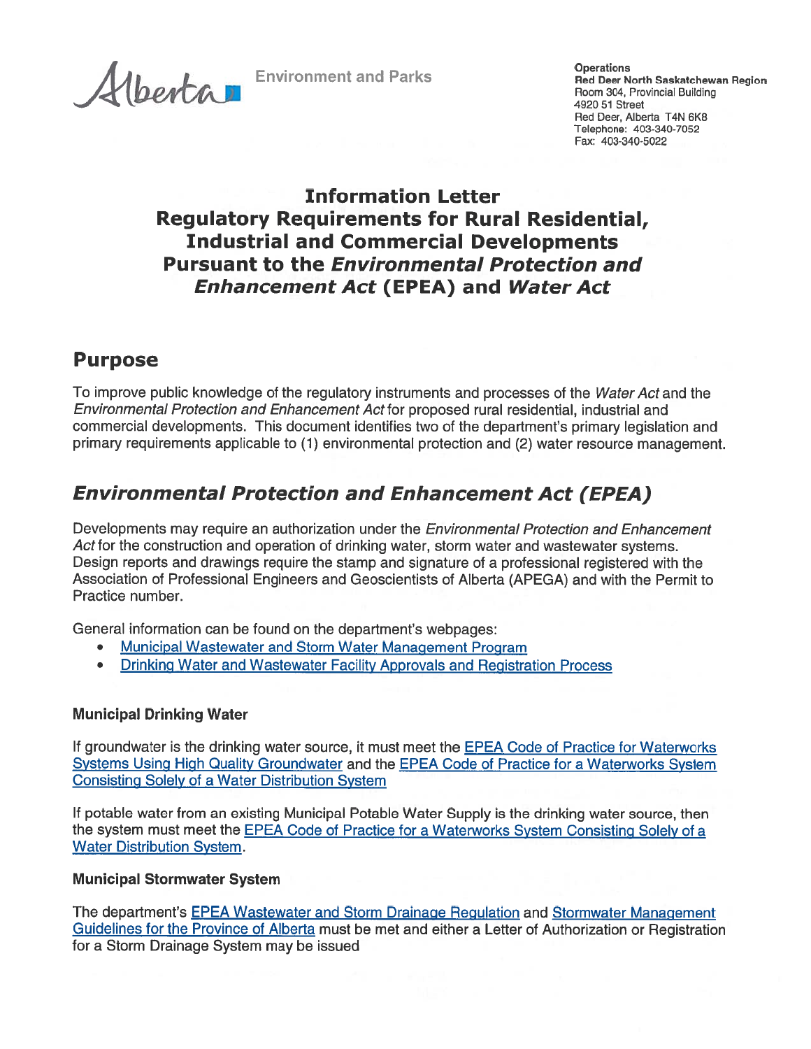Alberta Environment and Parks

**Operations**
**Red Deer North Saskatchewan Region**
Room 304, Provincial Building
4920 51 Street
Red Deer, Alberta T4N 6K8
Telephone: 403-340-7052
Fax: 403-340-5022

# Information Letter
# Regulatory Requirements for Rural Residential, Industrial and Commercial Developments Pursuant to the *Environmental Protection and Enhancement Act* (EPEA) and *Water Act*

## Purpose

To improve public knowledge of the regulatory instruments and processes of the *Water Act* and the *Environmental Protection and Enhancement Act* for proposed rural residential, industrial and commercial developments. This document identifies two of the department's primary legislation and primary requirements applicable to (1) environmental protection and (2) water resource management.

## *Environmental Protection and Enhancement Act (EPEA)*

Developments may require an authorization under the *Environmental Protection and Enhancement Act* for the construction and operation of drinking water, storm water and wastewater systems. Design reports and drawings require the stamp and signature of a professional registered with the Association of Professional Engineers and Geoscientists of Alberta (APEGA) and with the Permit to Practice number.

General information can be found on the department's webpages:

- Municipal Wastewater and Storm Water Management Program
- Drinking Water and Wastewater Facility Approvals and Registration Process

### Municipal Drinking Water

If groundwater is the drinking water source, it must meet the EPEA Code of Practice for Waterworks Systems Using High Quality Groundwater and the EPEA Code of Practice for a Waterworks System Consisting Solely of a Water Distribution System

If potable water from an existing Municipal Potable Water Supply is the drinking water source, then the system must meet the EPEA Code of Practice for a Waterworks System Consisting Solely of a Water Distribution System.

### Municipal Stormwater System

The department's EPEA Wastewater and Storm Drainage Regulation and Stormwater Management Guidelines for the Province of Alberta must be met and either a Letter of Authorization or Registration for a Storm Drainage System may be issued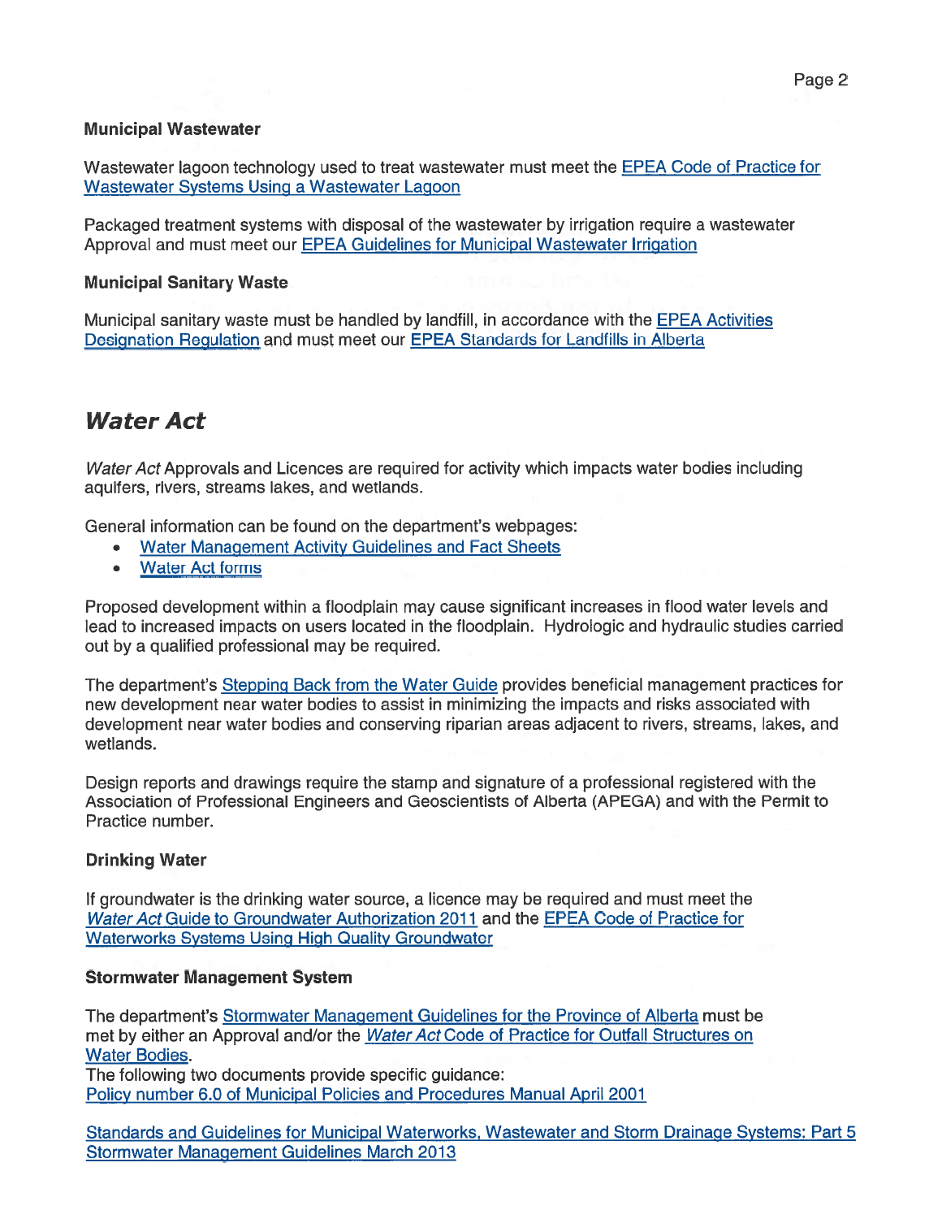### Municipal Wastewater

Wastewater lagoon technology used to treat wastewater must meet the EPEA Code of Practice for Wastewater Systems Using a Wastewater Lagoon

Packaged treatment systems with disposal of the wastewater by irrigation require a wastewater Approval and must meet our EPEA Guidelines for Municipal Wastewater Irrigation

### Municipal Sanitary Waste

Municipal sanitary waste must be handled by landfill, in accordance with the EPEA Activities Designation Regulation and must meet our EPEA Standards for Landfills in Alberta

## *Water Act*

*Water Act* Approvals and Licences are required for activity which impacts water bodies including aquifers, rivers, streams lakes, and wetlands.

General information can be found on the department's webpages:

- Water Management Activity Guidelines and Fact Sheets
- Water Act forms

Proposed development within a floodplain may cause significant increases in flood water levels and lead to increased impacts on users located in the floodplain. Hydrologic and hydraulic studies carried out by a qualified professional may be required.

The department's Stepping Back from the Water Guide provides beneficial management practices for new development near water bodies to assist in minimizing the impacts and risks associated with development near water bodies and conserving riparian areas adjacent to rivers, streams, lakes, and wetlands.

Design reports and drawings require the stamp and signature of a professional registered with the Association of Professional Engineers and Geoscientists of Alberta (APEGA) and with the Permit to Practice number.

### Drinking Water

If groundwater is the drinking water source, a licence may be required and must meet the *Water Act* Guide to Groundwater Authorization 2011 and the EPEA Code of Practice for Waterworks Systems Using High Quality Groundwater

### Stormwater Management System

The department's Stormwater Management Guidelines for the Province of Alberta must be met by either an Approval and/or the *Water Act* Code of Practice for Outfall Structures on Water Bodies.
The following two documents provide specific guidance:
Policy number 6.0 of Municipal Policies and Procedures Manual April 2001

Standards and Guidelines for Municipal Waterworks, Wastewater and Storm Drainage Systems: Part 5 Stormwater Management Guidelines March 2013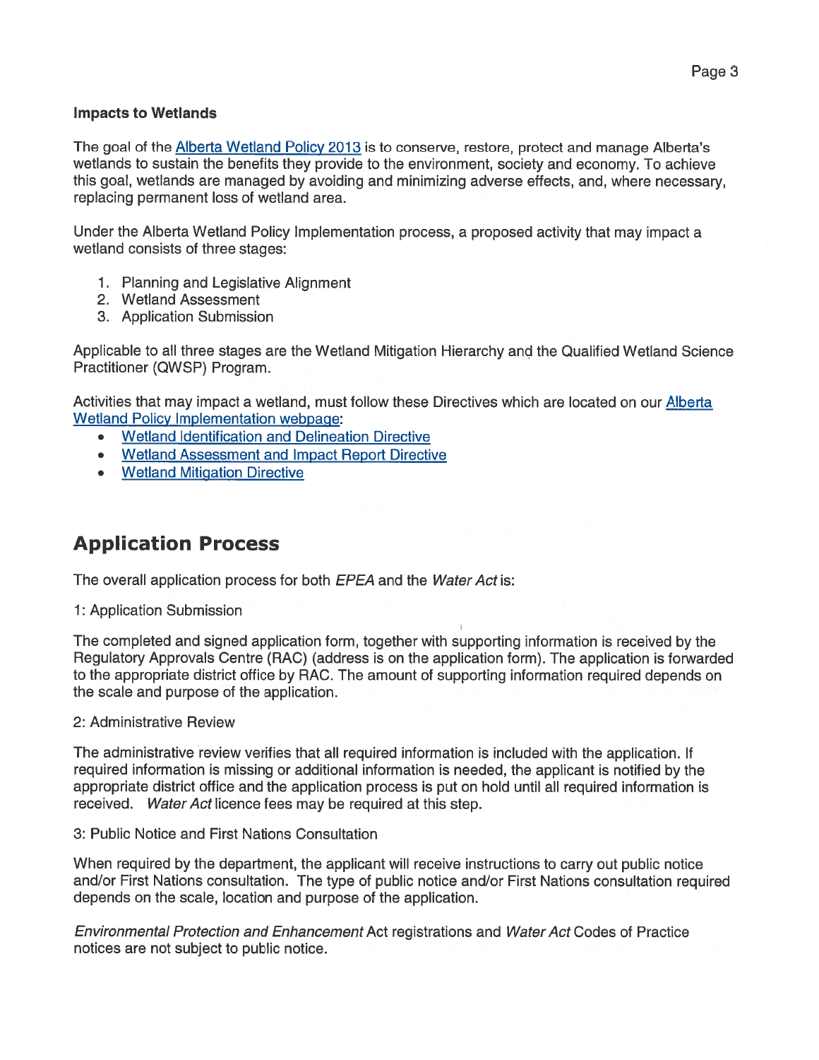**Impacts to Wetlands**

The goal of the Alberta Wetland Policy 2013 is to conserve, restore, protect and manage Alberta's wetlands to sustain the benefits they provide to the environment, society and economy. To achieve this goal, wetlands are managed by avoiding and minimizing adverse effects, and, where necessary, replacing permanent loss of wetland area.

Under the Alberta Wetland Policy Implementation process, a proposed activity that may impact a wetland consists of three stages:

1. Planning and Legislative Alignment
2. Wetland Assessment
3. Application Submission

Applicable to all three stages are the Wetland Mitigation Hierarchy and the Qualified Wetland Science Practitioner (QWSP) Program.

Activities that may impact a wetland, must follow these Directives which are located on our Alberta Wetland Policy Implementation webpage:

- Wetland Identification and Delineation Directive
- Wetland Assessment and Impact Report Directive
- Wetland Mitigation Directive

## Application Process

The overall application process for both *EPEA* and the *Water Act* is:

1: Application Submission

The completed and signed application form, together with supporting information is received by the Regulatory Approvals Centre (RAC) (address is on the application form). The application is forwarded to the appropriate district office by RAC. The amount of supporting information required depends on the scale and purpose of the application.

2: Administrative Review

The administrative review verifies that all required information is included with the application. If required information is missing or additional information is needed, the applicant is notified by the appropriate district office and the application process is put on hold until all required information is received. *Water Act* licence fees may be required at this step.

3: Public Notice and First Nations Consultation

When required by the department, the applicant will receive instructions to carry out public notice and/or First Nations consultation. The type of public notice and/or First Nations consultation required depends on the scale, location and purpose of the application.

*Environmental Protection and Enhancement* Act registrations and *Water Act* Codes of Practice notices are not subject to public notice.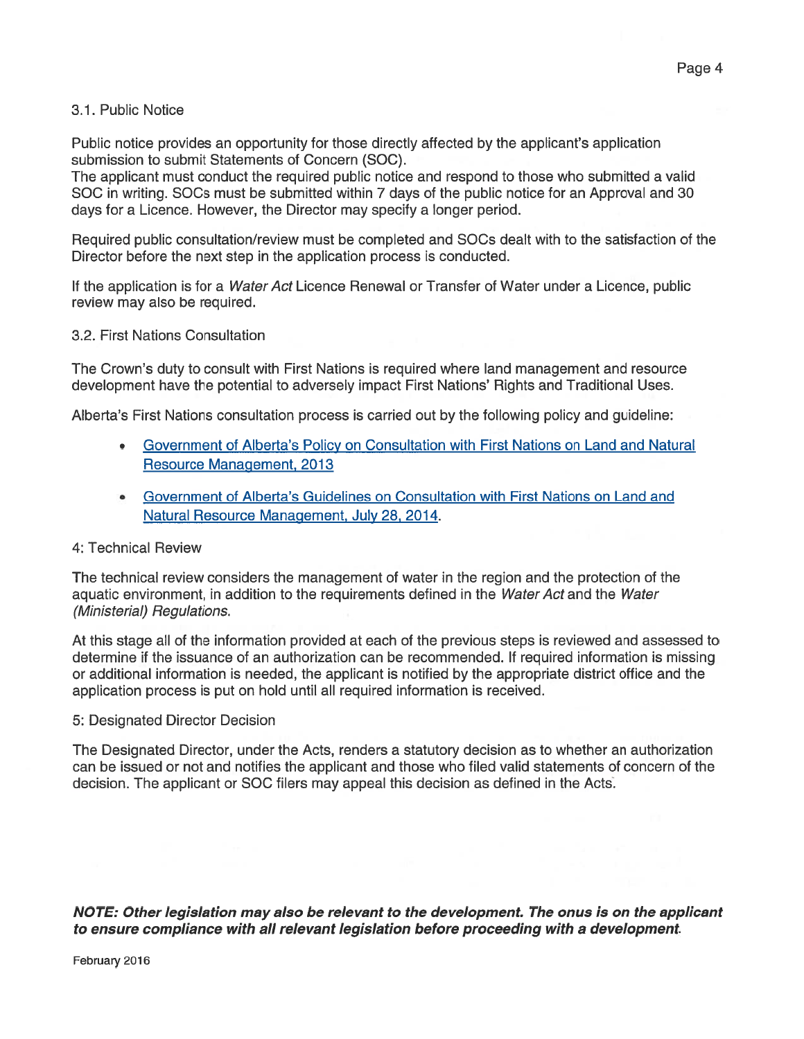### 3.1. Public Notice

Public notice provides an opportunity for those directly affected by the applicant's application submission to submit Statements of Concern (SOC).
The applicant must conduct the required public notice and respond to those who submitted a valid SOC in writing. SOCs must be submitted within 7 days of the public notice for an Approval and 30 days for a Licence. However, the Director may specify a longer period.

Required public consultation/review must be completed and SOCs dealt with to the satisfaction of the Director before the next step in the application process is conducted.

If the application is for a *Water Act* Licence Renewal or Transfer of Water under a Licence, public review may also be required.

### 3.2. First Nations Consultation

The Crown's duty to consult with First Nations is required where land management and resource development have the potential to adversely impact First Nations' Rights and Traditional Uses.

Alberta's First Nations consultation process is carried out by the following policy and guideline:

- Government of Alberta's Policy on Consultation with First Nations on Land and Natural Resource Management, 2013
- Government of Alberta's Guidelines on Consultation with First Nations on Land and Natural Resource Management, July 28, 2014.

## 4: Technical Review

The technical review considers the management of water in the region and the protection of the aquatic environment, in addition to the requirements defined in the *Water Act* and the *Water (Ministerial) Regulations.*

At this stage all of the information provided at each of the previous steps is reviewed and assessed to determine if the issuance of an authorization can be recommended. If required information is missing or additional information is needed, the applicant is notified by the appropriate district office and the application process is put on hold until all required information is received.

## 5: Designated Director Decision

The Designated Director, under the Acts, renders a statutory decision as to whether an authorization can be issued or not and notifies the applicant and those who filed valid statements of concern of the decision. The applicant or SOC filers may appeal this decision as defined in the Acts.

***NOTE: Other legislation may also be relevant to the development. The onus is on the applicant to ensure compliance with all relevant legislation before proceeding with a development.***

February 2016